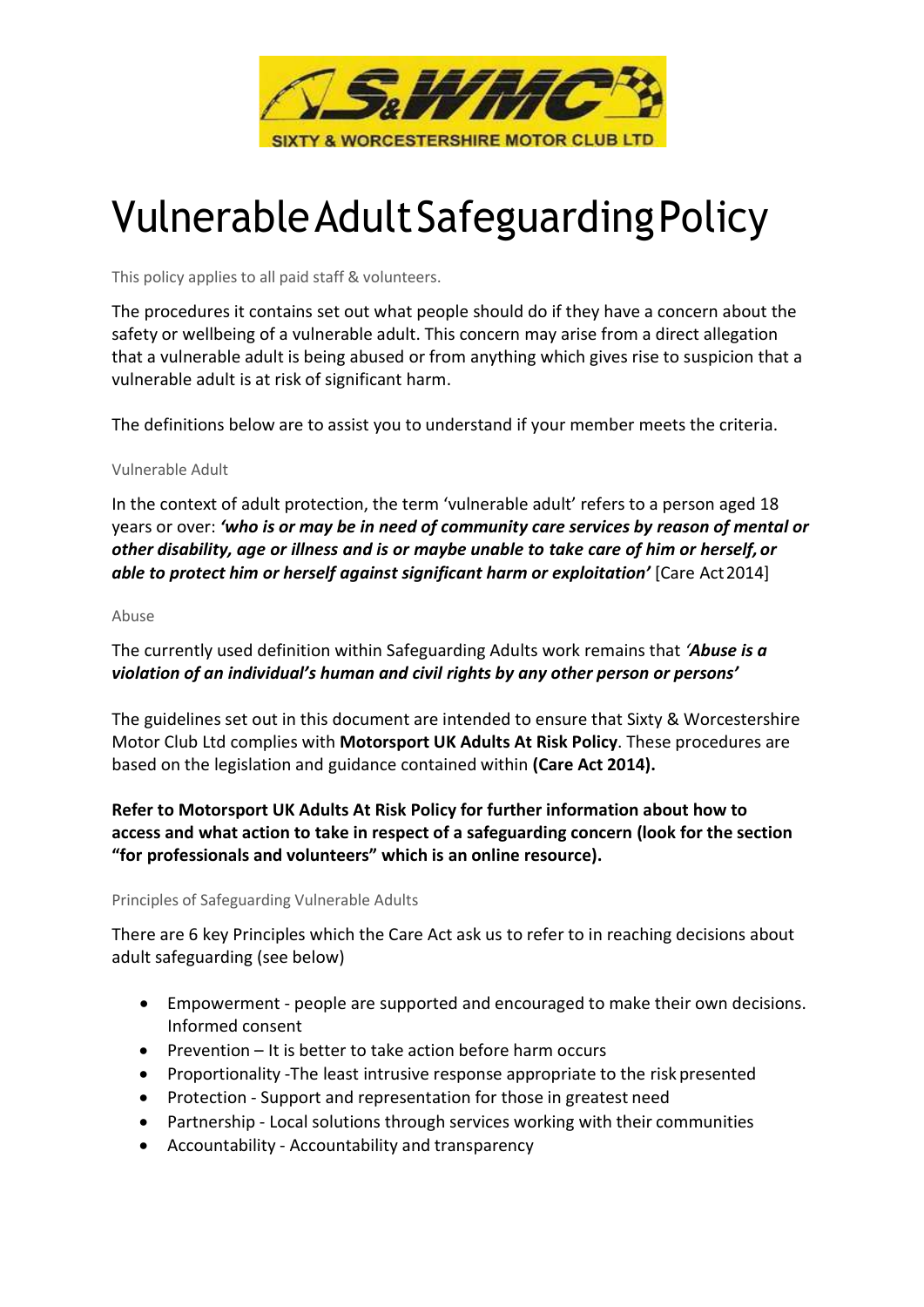# Vulnerable Adult Safeguarding Policy

This policy applies to all paid staff & volunteers.

The procedures it contains set out what people should do if they have a concern about the safety or wellbeing of a vulnerable adult. This concern may arise from a direct allegation that a vulnerable adult is being abused or from anything which gives rise to suspicion that a vulnerable adult is at risk of significant harm.

The definitions below are to assist you to understand if your member meets the criteria.

### Vulnerable Adult

In the context of adult protection, the term 'vulnerable adult' refers to a person aged 18 years or over: ***'who is or may be in need of community care services by reason of mental or other disability, age or illness and is or maybe unable to take care of him or herself, or able to protect him or herself against significant harm or exploitation'*** [Care Act 2014]

### Abuse

The currently used definition within Safeguarding Adults work remains that ***'Abuse is a violation of an individual's human and civil rights by any other person or persons'***

The guidelines set out in this document are intended to ensure that Sixty & Worcestershire Motor Club Ltd complies with **Motorsport UK Adults At Risk Policy**. These procedures are based on the legislation and guidance contained within **(Care Act 2014).**

**Refer to Motorsport UK Adults At Risk Policy for further information about how to access and what action to take in respect of a safeguarding concern (look for the section "for professionals and volunteers" which is an online resource).**

### Principles of Safeguarding Vulnerable Adults

There are 6 key Principles which the Care Act ask us to refer to in reaching decisions about adult safeguarding (see below)

- Empowerment - people are supported and encouraged to make their own decisions. Informed consent
- Prevention – It is better to take action before harm occurs
- Proportionality -The least intrusive response appropriate to the risk presented
- Protection - Support and representation for those in greatest need
- Partnership - Local solutions through services working with their communities
- Accountability - Accountability and transparency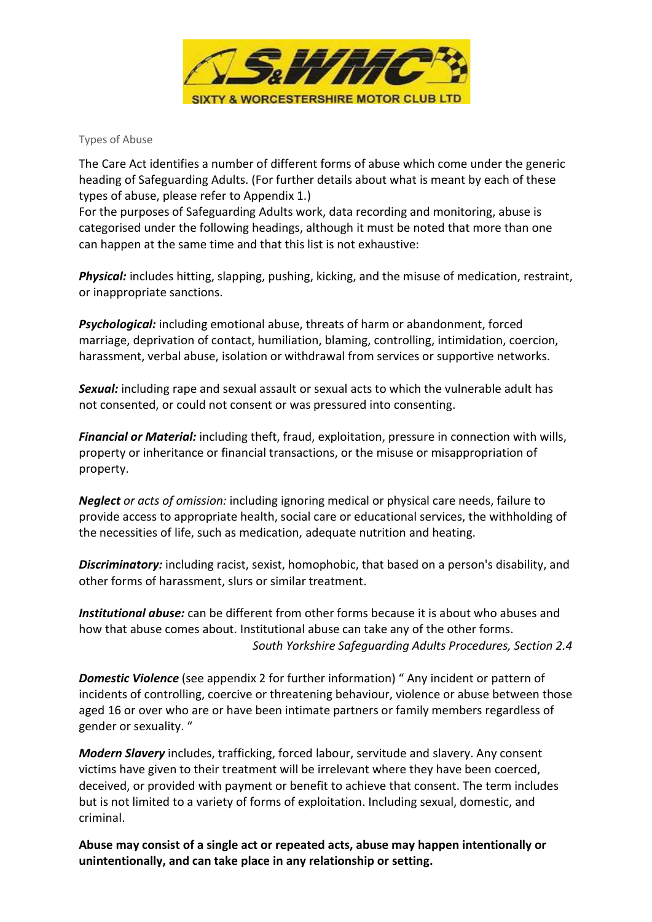Types of Abuse

The Care Act identifies a number of different forms of abuse which come under the generic heading of Safeguarding Adults. (For further details about what is meant by each of these types of abuse, please refer to Appendix 1.)
For the purposes of Safeguarding Adults work, data recording and monitoring, abuse is categorised under the following headings, although it must be noted that more than one can happen at the same time and that this list is not exhaustive:

***Physical:*** includes hitting, slapping, pushing, kicking, and the misuse of medication, restraint, or inappropriate sanctions.

***Psychological:*** including emotional abuse, threats of harm or abandonment, forced marriage, deprivation of contact, humiliation, blaming, controlling, intimidation, coercion, harassment, verbal abuse, isolation or withdrawal from services or supportive networks.

***Sexual:*** including rape and sexual assault or sexual acts to which the vulnerable adult has not consented, or could not consent or was pressured into consenting.

***Financial or Material:*** including theft, fraud, exploitation, pressure in connection with wills, property or inheritance or financial transactions, or the misuse or misappropriation of property.

***Neglect*** *or acts of omission:* including ignoring medical or physical care needs, failure to provide access to appropriate health, social care or educational services, the withholding of the necessities of life, such as medication, adequate nutrition and heating.

***Discriminatory:*** including racist, sexist, homophobic, that based on a person's disability, and other forms of harassment, slurs or similar treatment.

***Institutional abuse:*** can be different from other forms because it is about who abuses and how that abuse comes about. Institutional abuse can take any of the other forms.

*South Yorkshire Safeguarding Adults Procedures, Section 2.4*

***Domestic Violence*** (see appendix 2 for further information) " Any incident or pattern of incidents of controlling, coercive or threatening behaviour, violence or abuse between those aged 16 or over who are or have been intimate partners or family members regardless of gender or sexuality. "

***Modern Slavery*** includes, trafficking, forced labour, servitude and slavery. Any consent victims have given to their treatment will be irrelevant where they have been coerced, deceived, or provided with payment or benefit to achieve that consent. The term includes but is not limited to a variety of forms of exploitation. Including sexual, domestic, and criminal.

**Abuse may consist of a single act or repeated acts, abuse may happen intentionally or unintentionally, and can take place in any relationship or setting.**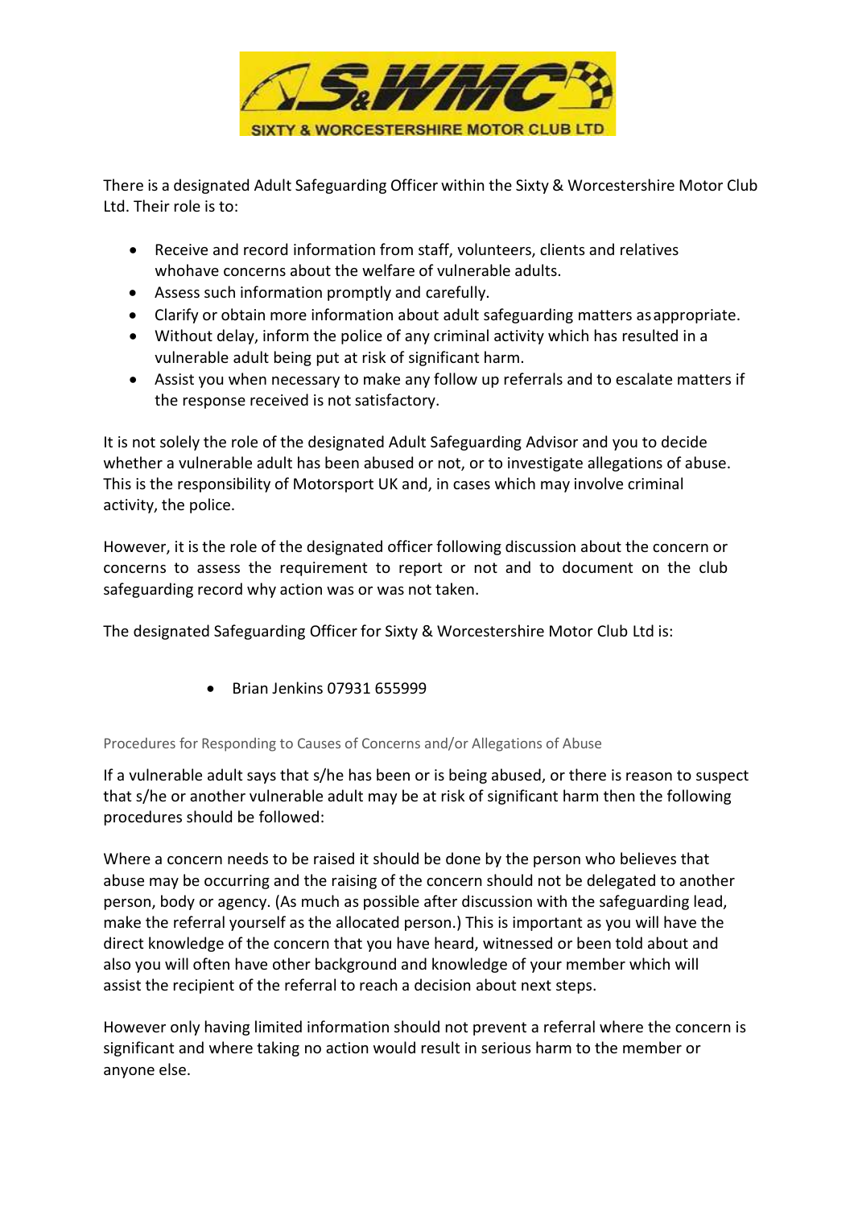There is a designated Adult Safeguarding Officer within the Sixty & Worcestershire Motor Club Ltd. Their role is to:

- Receive and record information from staff, volunteers, clients and relatives whohave concerns about the welfare of vulnerable adults.
- Assess such information promptly and carefully.
- Clarify or obtain more information about adult safeguarding matters asappropriate.
- Without delay, inform the police of any criminal activity which has resulted in a vulnerable adult being put at risk of significant harm.
- Assist you when necessary to make any follow up referrals and to escalate matters if the response received is not satisfactory.

It is not solely the role of the designated Adult Safeguarding Advisor and you to decide whether a vulnerable adult has been abused or not, or to investigate allegations of abuse. This is the responsibility of Motorsport UK and, in cases which may involve criminal activity, the police.

However, it is the role of the designated officer following discussion about the concern or concerns to assess the requirement to report or not and to document on the club safeguarding record why action was or was not taken.

The designated Safeguarding Officer for Sixty & Worcestershire Motor Club Ltd is:

- Brian Jenkins 07931 655999

## Procedures for Responding to Causes of Concerns and/or Allegations of Abuse

If a vulnerable adult says that s/he has been or is being abused, or there is reason to suspect that s/he or another vulnerable adult may be at risk of significant harm then the following procedures should be followed:

Where a concern needs to be raised it should be done by the person who believes that abuse may be occurring and the raising of the concern should not be delegated to another person, body or agency. (As much as possible after discussion with the safeguarding lead, make the referral yourself as the allocated person.) This is important as you will have the direct knowledge of the concern that you have heard, witnessed or been told about and also you will often have other background and knowledge of your member which will assist the recipient of the referral to reach a decision about next steps.

However only having limited information should not prevent a referral where the concern is significant and where taking no action would result in serious harm to the member or anyone else.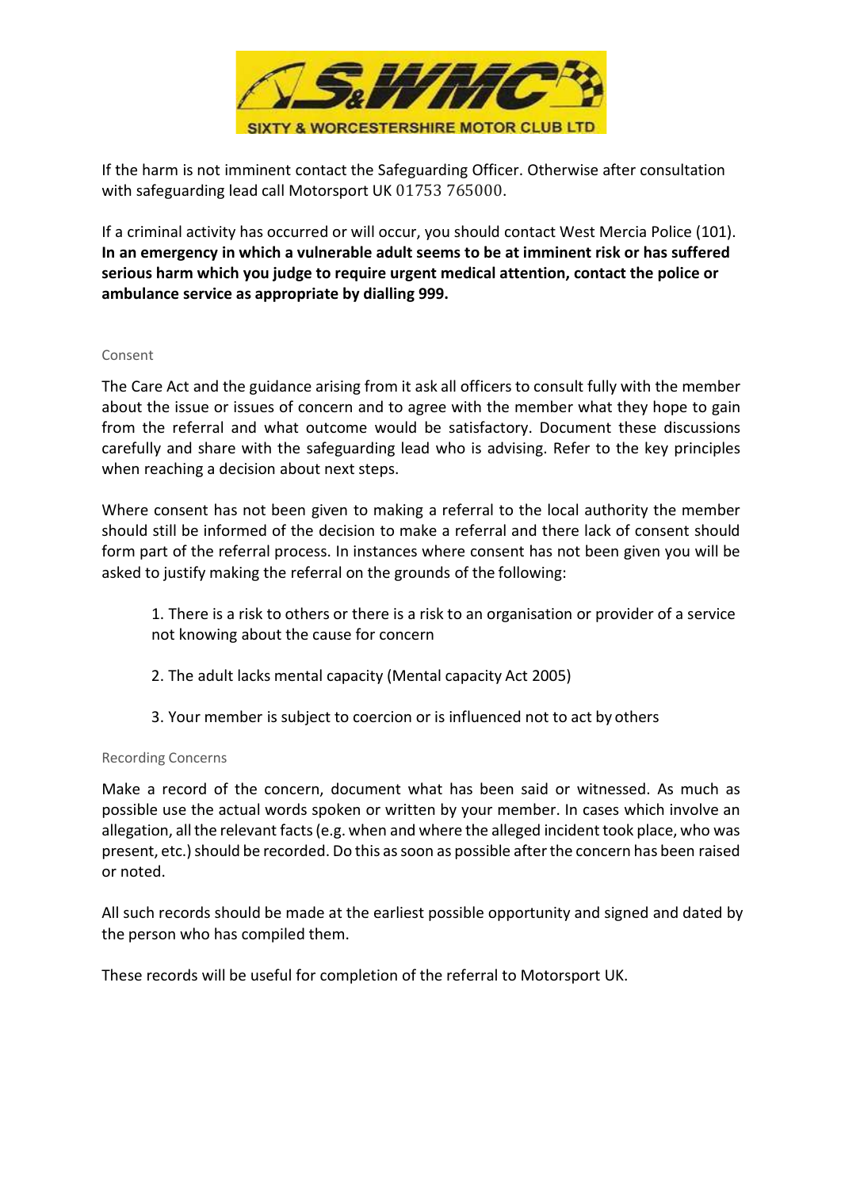If the harm is not imminent contact the Safeguarding Officer. Otherwise after consultation with safeguarding lead call Motorsport UK 01753 765000.

If a criminal activity has occurred or will occur, you should contact West Mercia Police (101). **In an emergency in which a vulnerable adult seems to be at imminent risk or has suffered serious harm which you judge to require urgent medical attention, contact the police or ambulance service as appropriate by dialling 999.**

## Consent

The Care Act and the guidance arising from it ask all officers to consult fully with the member about the issue or issues of concern and to agree with the member what they hope to gain from the referral and what outcome would be satisfactory. Document these discussions carefully and share with the safeguarding lead who is advising. Refer to the key principles when reaching a decision about next steps.

Where consent has not been given to making a referral to the local authority the member should still be informed of the decision to make a referral and there lack of consent should form part of the referral process. In instances where consent has not been given you will be asked to justify making the referral on the grounds of the following:

1. There is a risk to others or there is a risk to an organisation or provider of a service not knowing about the cause for concern
2. The adult lacks mental capacity (Mental capacity Act 2005)
3. Your member is subject to coercion or is influenced not to act by others

## Recording Concerns

Make a record of the concern, document what has been said or witnessed. As much as possible use the actual words spoken or written by your member. In cases which involve an allegation, all the relevant facts (e.g. when and where the alleged incident took place, who was present, etc.) should be recorded. Do this as soon as possible after the concern has been raised or noted.

All such records should be made at the earliest possible opportunity and signed and dated by the person who has compiled them.

These records will be useful for completion of the referral to Motorsport UK.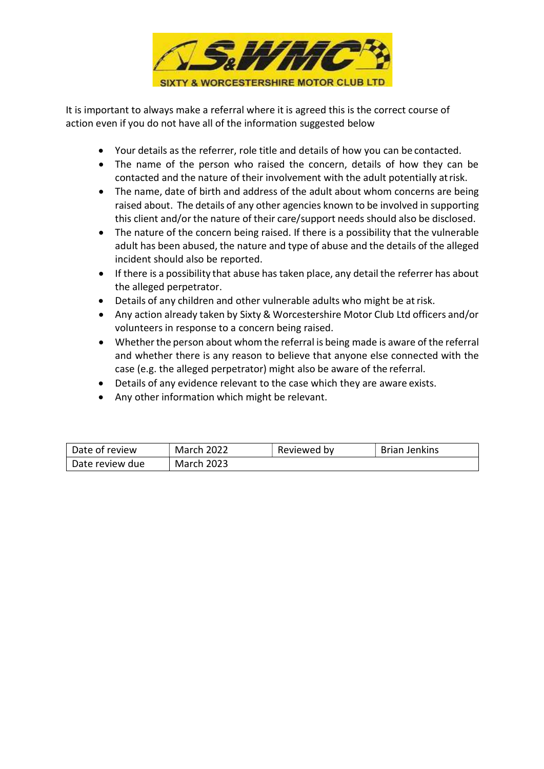It is important to always make a referral where it is agreed this is the correct course of action even if you do not have all of the information suggested below

- Your details as the referrer, role title and details of how you can be contacted.
- The name of the person who raised the concern, details of how they can be contacted and the nature of their involvement with the adult potentially at risk.
- The name, date of birth and address of the adult about whom concerns are being raised about. The details of any other agencies known to be involved in supporting this client and/or the nature of their care/support needs should also be disclosed.
- The nature of the concern being raised. If there is a possibility that the vulnerable adult has been abused, the nature and type of abuse and the details of the alleged incident should also be reported.
- If there is a possibility that abuse has taken place, any detail the referrer has about the alleged perpetrator.
- Details of any children and other vulnerable adults who might be at risk.
- Any action already taken by Sixty & Worcestershire Motor Club Ltd officers and/or volunteers in response to a concern being raised.
- Whether the person about whom the referral is being made is aware of the referral and whether there is any reason to believe that anyone else connected with the case (e.g. the alleged perpetrator) might also be aware of the referral.
- Details of any evidence relevant to the case which they are aware exists.
- Any other information which might be relevant.

| | | | |
|---|---|---|---|
| Date of review | March 2022 | Reviewed by | Brian Jenkins |
| Date review due | March 2023 | | |